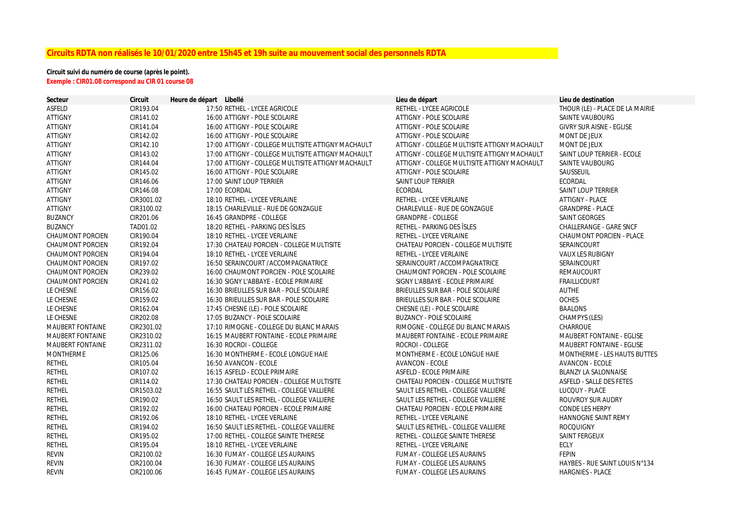# Circuits RDTA non réalisés le 10/01/2020 entre 15h45 et 19h suite au mouvement social des personnels RDTA

**Circuit suivi du numéro de course (après le point).**

**Exemple : CIR01.08 correspond au CIR 01 course 08**

| Secteur | Circuit | Heure de départ | Libellé | Lieu de départ | Lieu de destination |
|---|---|---|---|---|---|
| ASFELD | CIR193.04 | 17:50 | RETHEL - LYCEE AGRICOLE | RETHEL - LYCEE AGRICOLE | THOUR (LE) - PLACE DE LA MAIRIE |
| ATTIGNY | CIR141.02 | 16:00 | ATTIGNY - POLE SCOLAIRE | ATTIGNY - POLE SCOLAIRE | SAINTE VAUBOURG |
| ATTIGNY | CIR141.04 | 16:00 | ATTIGNY - POLE SCOLAIRE | ATTIGNY - POLE SCOLAIRE | GIVRY SUR AISNE - EGLISE |
| ATTIGNY | CIR142.02 | 16:00 | ATTIGNY - POLE SCOLAIRE | ATTIGNY - POLE SCOLAIRE | MONT DE JEUX |
| ATTIGNY | CIR142.10 | 17:00 | ATTIGNY - COLLEGE MULTISITE ATTIGNY MACHAULT | ATTIGNY - COLLEGE MULTISITE ATTIGNY MACHAULT | MONT DE JEUX |
| ATTIGNY | CIR143.02 | 17:00 | ATTIGNY - COLLEGE MULTISITE ATTIGNY MACHAULT | ATTIGNY - COLLEGE MULTISITE ATTIGNY MACHAULT | SAINT LOUP TERRIER - ECOLE |
| ATTIGNY | CIR144.04 | 17:00 | ATTIGNY - COLLEGE MULTISITE ATTIGNY MACHAULT | ATTIGNY - COLLEGE MULTISITE ATTIGNY MACHAULT | SAINTE VAUBOURG |
| ATTIGNY | CIR145.02 | 16:00 | ATTIGNY - POLE SCOLAIRE | ATTIGNY - POLE SCOLAIRE | SAUSSEUIL |
| ATTIGNY | CIR146.06 | 17:00 | SAINT LOUP TERRIER | SAINT LOUP TERRIER | ECORDAL |
| ATTIGNY | CIR146.08 | 17:00 | ECORDAL | ECORDAL | SAINT LOUP TERRIER |
| ATTIGNY | CIR3001.02 | 18:10 | RETHEL - LYCEE VERLAINE | RETHEL - LYCEE VERLAINE | ATTIGNY - PLACE |
| ATTIGNY | CIR3100.02 | 18:15 | CHARLEVILLE - RUE DE GONZAGUE | CHARLEVILLE - RUE DE GONZAGUE | GRANDPRE - PLACE |
| BUZANCY | CIR201.06 | 16:45 | GRANDPRE - COLLEGE | GRANDPRE - COLLEGE | SAINT GEORGES |
| BUZANCY | TAD01.02 | 18:20 | RETHEL - PARKING DES ÎSLES | RETHEL - PARKING DES ÎSLES | CHALLERANGE - GARE SNCF |
| CHAUMONT PORCIEN | CIR190.04 | 18:10 | RETHEL - LYCEE VERLAINE | RETHEL - LYCEE VERLAINE | CHAUMONT PORCIEN - PLACE |
| CHAUMONT PORCIEN | CIR192.04 | 17:30 | CHATEAU PORCIEN - COLLEGE MULTISITE | CHATEAU PORCIEN - COLLEGE MULTISITE | SERAINCOURT |
| CHAUMONT PORCIEN | CIR194.04 | 18:10 | RETHEL - LYCEE VERLAINE | RETHEL - LYCEE VERLAINE | VAUX LES RUBIGNY |
| CHAUMONT PORCIEN | CIR197.02 | 16:50 | SERAINCOURT / ACCOMPAGNATRICE | SERAINCOURT / ACCOMPAGNATRICE | SERAINCOURT |
| CHAUMONT PORCIEN | CIR239.02 | 16:00 | CHAUMONT PORCIEN - POLE SCOLAIRE | CHAUMONT PORCIEN - POLE SCOLAIRE | REMAUCOURT |
| CHAUMONT PORCIEN | CIR241.02 | 16:30 | SIGNY L'ABBAYE - ECOLE PRIMAIRE | SIGNY L'ABBAYE - ECOLE PRIMAIRE | FRAILLICOURT |
| LE CHESNE | CIR156.02 | 16:30 | BRIEULLES SUR BAR - POLE SCOLAIRE | BRIEULLES SUR BAR - POLE SCOLAIRE | AUTHE |
| LE CHESNE | CIR159.02 | 16:30 | BRIEULLES SUR BAR - POLE SCOLAIRE | BRIEULLES SUR BAR - POLE SCOLAIRE | OCHES |
| LE CHESNE | CIR162.04 | 17:45 | CHESNE (LE) - POLE SCOLAIRE | CHESNE (LE) - POLE SCOLAIRE | BAALONS |
| LE CHESNE | CIR202.08 | 17:05 | BUZANCY - POLE SCOLAIRE | BUZANCY - POLE SCOLAIRE | CHAMPYS (LES) |
| MAUBERT FONTAINE | CIR2301.02 | 17:10 | RIMOGNE - COLLEGE DU BLANC MARAIS | RIMOGNE - COLLEGE DU BLANC MARAIS | CHARROUE |
| MAUBERT FONTAINE | CIR2310.02 | 16:15 | MAUBERT FONTAINE - ECOLE PRIMAIRE | MAUBERT FONTAINE - ECOLE PRIMAIRE | MAUBERT FONTAINE - EGLISE |
| MAUBERT FONTAINE | CIR2311.02 | 16:30 | ROCROI - COLLEGE | ROCROI - COLLEGE | MAUBERT FONTAINE - EGLISE |
| MONTHERME | CIR125.06 | 16:30 | MONTHERME - ECOLE LONGUE HAIE | MONTHERME - ECOLE LONGUE HAIE | MONTHERME - LES HAUTS BUTTES |
| RETHEL | CIR105.04 | 16:50 | AVANCON - ECOLE | AVANCON - ECOLE | AVANCON - ECOLE |
| RETHEL | CIR107.02 | 16:15 | ASFELD - ECOLE PRIMAIRE | ASFELD - ECOLE PRIMAIRE | BLANZY LA SALONNAISE |
| RETHEL | CIR114.02 | 17:30 | CHATEAU PORCIEN - COLLEGE MULTISITE | CHATEAU PORCIEN - COLLEGE MULTISITE | ASFELD - SALLE DES FETES |
| RETHEL | CIR1503.02 | 16:55 | SAULT LES RETHEL - COLLEGE VALLIERE | SAULT LES RETHEL - COLLEGE VALLIERE | LUCQUY - PLACE |
| RETHEL | CIR190.02 | 16:50 | SAULT LES RETHEL - COLLEGE VALLIERE | SAULT LES RETHEL - COLLEGE VALLIERE | ROUVROY SUR AUDRY |
| RETHEL | CIR192.02 | 16:00 | CHATEAU PORCIEN - ECOLE PRIMAIRE | CHATEAU PORCIEN - ECOLE PRIMAIRE | CONDE LES HERPY |
| RETHEL | CIR192.06 | 18:10 | RETHEL - LYCEE VERLAINE | RETHEL - LYCEE VERLAINE | HANNOGNE SAINT REMY |
| RETHEL | CIR194.02 | 16:50 | SAULT LES RETHEL - COLLEGE VALLIERE | SAULT LES RETHEL - COLLEGE VALLIERE | ROCQUIGNY |
| RETHEL | CIR195.02 | 17:00 | RETHEL - COLLEGE SAINTE THERESE | RETHEL - COLLEGE SAINTE THERESE | SAINT FERGEUX |
| RETHEL | CIR195.04 | 18:10 | RETHEL - LYCEE VERLAINE | RETHEL - LYCEE VERLAINE | ECLY |
| REVIN | CIR2100.02 | 16:30 | FUMAY - COLLEGE LES AURAINS | FUMAY - COLLEGE LES AURAINS | FEPIN |
| REVIN | CIR2100.04 | 16:30 | FUMAY - COLLEGE LES AURAINS | FUMAY - COLLEGE LES AURAINS | HAYBES - RUE SAINT LOUIS N°134 |
| REVIN | CIR2100.06 | 16:45 | FUMAY - COLLEGE LES AURAINS | FUMAY - COLLEGE LES AURAINS | HARGNIES - PLACE |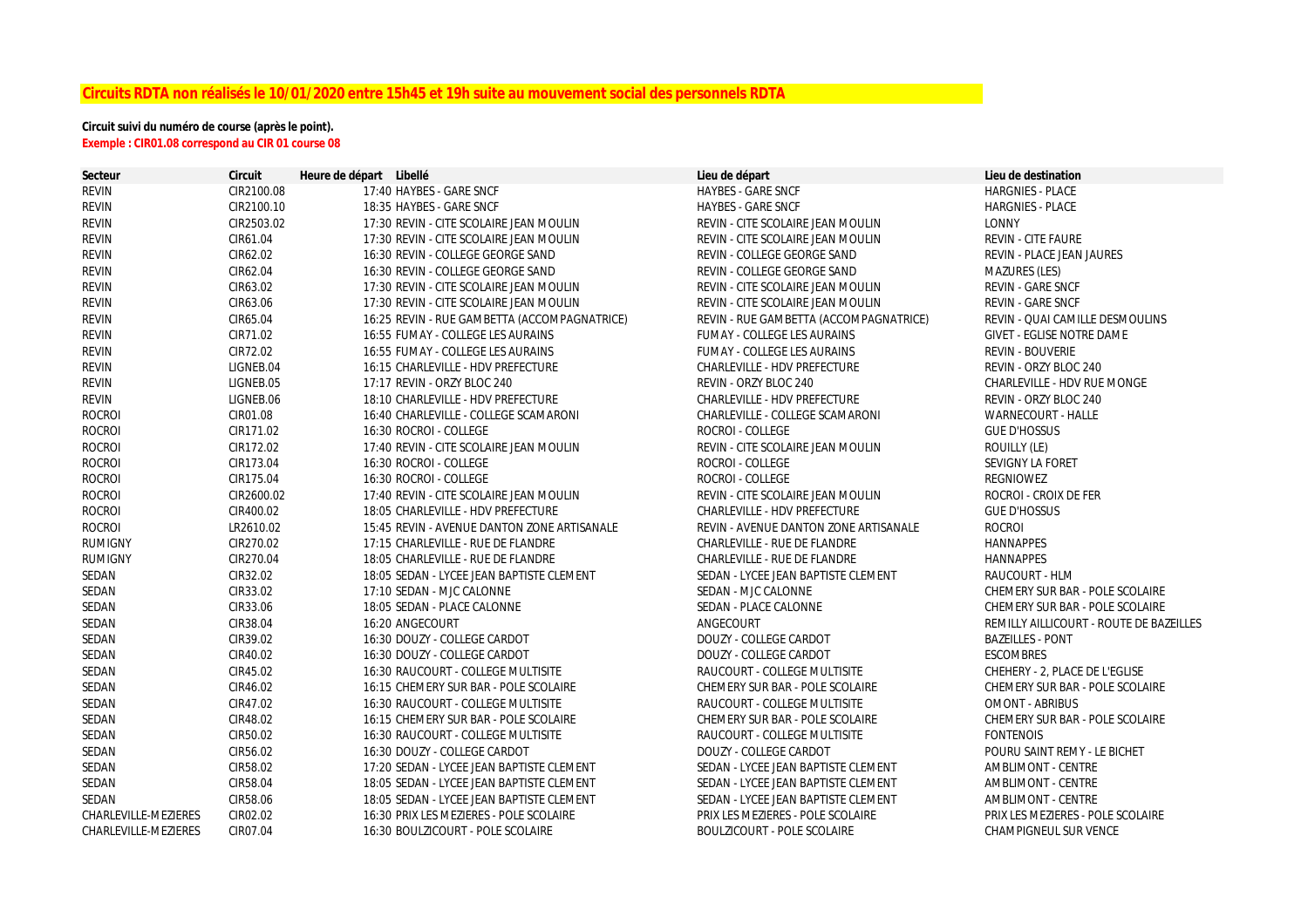**Circuits RDTA non réalisés le 10/01/2020 entre 15h45 et 19h suite au mouvement social des personnels RDTA**

**Circuit suivi du numéro de course (après le point).**
**Exemple : CIR01.08 correspond au CIR 01 course 08**

| Secteur | Circuit | Heure de départ | Libellé | Lieu de départ | Lieu de destination |
|---|---|---|---|---|---|
| REVIN | CIR2100.08 | 17:40 | HAYBES - GARE SNCF | HAYBES - GARE SNCF | HARGNIES - PLACE |
| REVIN | CIR2100.10 | 18:35 | HAYBES - GARE SNCF | HAYBES - GARE SNCF | HARGNIES - PLACE |
| REVIN | CIR2503.02 | 17:30 | REVIN - CITE SCOLAIRE JEAN MOULIN | REVIN - CITE SCOLAIRE JEAN MOULIN | LONNY |
| REVIN | CIR61.04 | 17:30 | REVIN - CITE SCOLAIRE JEAN MOULIN | REVIN - CITE SCOLAIRE JEAN MOULIN | REVIN - CITE FAURE |
| REVIN | CIR62.02 | 16:30 | REVIN - COLLEGE GEORGE SAND | REVIN - COLLEGE GEORGE SAND | REVIN - PLACE JEAN JAURES |
| REVIN | CIR62.04 | 16:30 | REVIN - COLLEGE GEORGE SAND | REVIN - COLLEGE GEORGE SAND | MAZURES (LES) |
| REVIN | CIR63.02 | 17:30 | REVIN - CITE SCOLAIRE JEAN MOULIN | REVIN - CITE SCOLAIRE JEAN MOULIN | REVIN - GARE SNCF |
| REVIN | CIR63.06 | 17:30 | REVIN - CITE SCOLAIRE JEAN MOULIN | REVIN - CITE SCOLAIRE JEAN MOULIN | REVIN - GARE SNCF |
| REVIN | CIR65.04 | 16:25 | REVIN - RUE GAMBETTA (ACCOMPAGNATRICE) | REVIN - RUE GAMBETTA (ACCOMPAGNATRICE) | REVIN - QUAI CAMILLE DESMOULINS |
| REVIN | CIR71.02 | 16:55 | FUMAY - COLLEGE LES AURAINS | FUMAY - COLLEGE LES AURAINS | GIVET - EGLISE NOTRE DAME |
| REVIN | CIR72.02 | 16:55 | FUMAY - COLLEGE LES AURAINS | FUMAY - COLLEGE LES AURAINS | REVIN - BOUVERIE |
| REVIN | LIGNEB.04 | 16:15 | CHARLEVILLE - HDV PREFECTURE | CHARLEVILLE - HDV PREFECTURE | REVIN - ORZY BLOC 240 |
| REVIN | LIGNEB.05 | 17:17 | REVIN - ORZY BLOC 240 | REVIN - ORZY BLOC 240 | CHARLEVILLE - HDV RUE MONGE |
| REVIN | LIGNEB.06 | 18:10 | CHARLEVILLE - HDV PREFECTURE | CHARLEVILLE - HDV PREFECTURE | REVIN - ORZY BLOC 240 |
| ROCROI | CIR01.08 | 16:40 | CHARLEVILLE - COLLEGE SCAMARONI | CHARLEVILLE - COLLEGE SCAMARONI | WARNECOURT - HALLE |
| ROCROI | CIR171.02 | 16:30 | ROCROI - COLLEGE | ROCROI - COLLEGE | GUE D'HOSSUS |
| ROCROI | CIR172.02 | 17:40 | REVIN - CITE SCOLAIRE JEAN MOULIN | REVIN - CITE SCOLAIRE JEAN MOULIN | ROUILLY (LE) |
| ROCROI | CIR173.04 | 16:30 | ROCROI - COLLEGE | ROCROI - COLLEGE | SEVIGNY LA FORET |
| ROCROI | CIR175.04 | 16:30 | ROCROI - COLLEGE | ROCROI - COLLEGE | REGNIOWEZ |
| ROCROI | CIR2600.02 | 17:40 | REVIN - CITE SCOLAIRE JEAN MOULIN | REVIN - CITE SCOLAIRE JEAN MOULIN | ROCROI - CROIX DE FER |
| ROCROI | CIR400.02 | 18:05 | CHARLEVILLE - HDV PREFECTURE | CHARLEVILLE - HDV PREFECTURE | GUE D'HOSSUS |
| ROCROI | LR2610.02 | 15:45 | REVIN - AVENUE DANTON ZONE ARTISANALE | REVIN - AVENUE DANTON ZONE ARTISANALE | ROCROI |
| RUMIGNY | CIR270.02 | 17:15 | CHARLEVILLE - RUE DE FLANDRE | CHARLEVILLE - RUE DE FLANDRE | HANNAPPES |
| RUMIGNY | CIR270.04 | 18:05 | CHARLEVILLE - RUE DE FLANDRE | CHARLEVILLE - RUE DE FLANDRE | HANNAPPES |
| SEDAN | CIR32.02 | 18:05 | SEDAN - LYCEE JEAN BAPTISTE CLEMENT | SEDAN - LYCEE JEAN BAPTISTE CLEMENT | RAUCOURT - HLM |
| SEDAN | CIR33.02 | 17:10 | SEDAN - MJC CALONNE | SEDAN - MJC CALONNE | CHEMERY SUR BAR - POLE SCOLAIRE |
| SEDAN | CIR33.06 | 18:05 | SEDAN - PLACE CALONNE | SEDAN - PLACE CALONNE | CHEMERY SUR BAR - POLE SCOLAIRE |
| SEDAN | CIR38.04 | 16:20 | ANGECOURT | ANGECOURT | REMILLY AILLICOURT - ROUTE DE BAZEILLES |
| SEDAN | CIR39.02 | 16:30 | DOUZY - COLLEGE CARDOT | DOUZY - COLLEGE CARDOT | BAZEILLES - PONT |
| SEDAN | CIR40.02 | 16:30 | DOUZY - COLLEGE CARDOT | DOUZY - COLLEGE CARDOT | ESCOMBRES |
| SEDAN | CIR45.02 | 16:30 | RAUCOURT - COLLEGE MULTISITE | RAUCOURT - COLLEGE MULTISITE | CHEHERY - 2, PLACE DE L'EGLISE |
| SEDAN | CIR46.02 | 16:15 | CHEMERY SUR BAR - POLE SCOLAIRE | CHEMERY SUR BAR - POLE SCOLAIRE | CHEMERY SUR BAR - POLE SCOLAIRE |
| SEDAN | CIR47.02 | 16:30 | RAUCOURT - COLLEGE MULTISITE | RAUCOURT - COLLEGE MULTISITE | OMONT - ABRIBUS |
| SEDAN | CIR48.02 | 16:15 | CHEMERY SUR BAR - POLE SCOLAIRE | CHEMERY SUR BAR - POLE SCOLAIRE | CHEMERY SUR BAR - POLE SCOLAIRE |
| SEDAN | CIR50.02 | 16:30 | RAUCOURT - COLLEGE MULTISITE | RAUCOURT - COLLEGE MULTISITE | FONTENOIS |
| SEDAN | CIR56.02 | 16:30 | DOUZY - COLLEGE CARDOT | DOUZY - COLLEGE CARDOT | POURU SAINT REMY - LE BICHET |
| SEDAN | CIR58.02 | 17:20 | SEDAN - LYCEE JEAN BAPTISTE CLEMENT | SEDAN - LYCEE JEAN BAPTISTE CLEMENT | AMBLIMONT - CENTRE |
| SEDAN | CIR58.04 | 18:05 | SEDAN - LYCEE JEAN BAPTISTE CLEMENT | SEDAN - LYCEE JEAN BAPTISTE CLEMENT | AMBLIMONT - CENTRE |
| SEDAN | CIR58.06 | 18:05 | SEDAN - LYCEE JEAN BAPTISTE CLEMENT | SEDAN - LYCEE JEAN BAPTISTE CLEMENT | AMBLIMONT - CENTRE |
| CHARLEVILLE-MEZIERES | CIR02.02 | 16:30 | PRIX LES MEZIERES - POLE SCOLAIRE | PRIX LES MEZIERES - POLE SCOLAIRE | PRIX LES MEZIERES - POLE SCOLAIRE |
| CHARLEVILLE-MEZIERES | CIR07.04 | 16:30 | BOULZICOURT - POLE SCOLAIRE | BOULZICOURT - POLE SCOLAIRE | CHAMPIGNEUL SUR VENCE |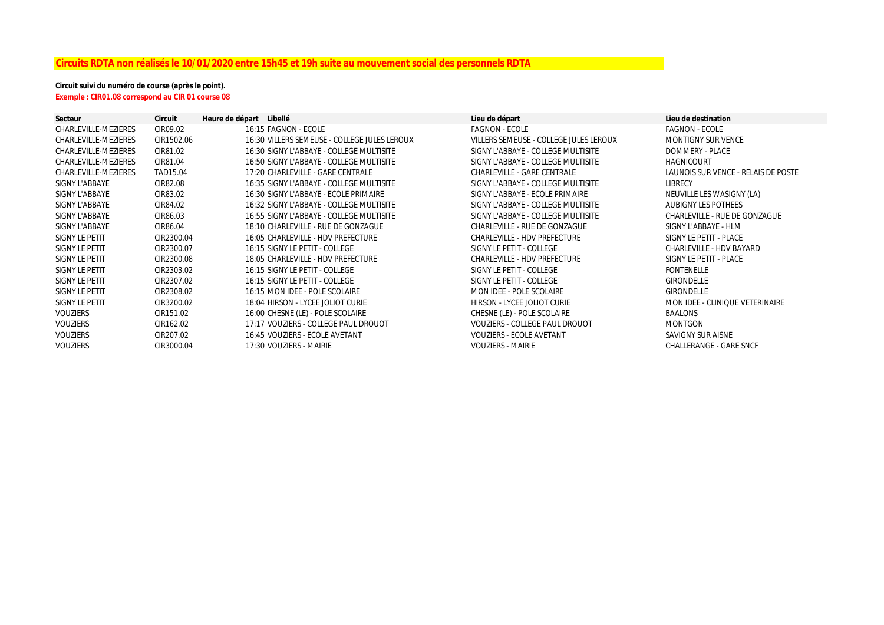## Circuits RDTA non réalisés le 10/01/2020 entre 15h45 et 19h suite au mouvement social des personnels RDTA

**Circuit suivi du numéro de course (après le point).**
**Exemple : CIR01.08 correspond au CIR 01 course 08**

| Secteur | Circuit | Heure de départ | Libellé | Lieu de départ | Lieu de destination |
|---|---|---|---|---|---|
| CHARLEVILLE-MEZIERES | CIR09.02 | 16:15 | FAGNON - ECOLE | FAGNON - ECOLE | FAGNON - ECOLE |
| CHARLEVILLE-MEZIERES | CIR1502.06 | 16:30 | VILLERS SEMEUSE - COLLEGE JULES LEROUX | VILLERS SEMEUSE - COLLEGE JULES LEROUX | MONTIGNY SUR VENCE |
| CHARLEVILLE-MEZIERES | CIR81.02 | 16:30 | SIGNY L'ABBAYE - COLLEGE MULTISITE | SIGNY L'ABBAYE - COLLEGE MULTISITE | DOMMERY - PLACE |
| CHARLEVILLE-MEZIERES | CIR81.04 | 16:50 | SIGNY L'ABBAYE - COLLEGE MULTISITE | SIGNY L'ABBAYE - COLLEGE MULTISITE | HAGNICOURT |
| CHARLEVILLE-MEZIERES | TAD15.04 | 17:20 | CHARLEVILLE - GARE CENTRALE | CHARLEVILLE - GARE CENTRALE | LAUNOIS SUR VENCE - RELAIS DE POSTE |
| SIGNY L'ABBAYE | CIR82.08 | 16:35 | SIGNY L'ABBAYE - COLLEGE MULTISITE | SIGNY L'ABBAYE - COLLEGE MULTISITE | LIBRECY |
| SIGNY L'ABBAYE | CIR83.02 | 16:30 | SIGNY L'ABBAYE - ECOLE PRIMAIRE | SIGNY L'ABBAYE - ECOLE PRIMAIRE | NEUVILLE LES WASIGNY (LA) |
| SIGNY L'ABBAYE | CIR84.02 | 16:32 | SIGNY L'ABBAYE - COLLEGE MULTISITE | SIGNY L'ABBAYE - COLLEGE MULTISITE | AUBIGNY LES POTHEES |
| SIGNY L'ABBAYE | CIR86.03 | 16:55 | SIGNY L'ABBAYE - COLLEGE MULTISITE | SIGNY L'ABBAYE - COLLEGE MULTISITE | CHARLEVILLE - RUE DE GONZAGUE |
| SIGNY L'ABBAYE | CIR86.04 | 18:10 | CHARLEVILLE - RUE DE GONZAGUE | CHARLEVILLE - RUE DE GONZAGUE | SIGNY L'ABBAYE - HLM |
| SIGNY LE PETIT | CIR2300.04 | 16:05 | CHARLEVILLE - HDV PREFECTURE | CHARLEVILLE - HDV PREFECTURE | SIGNY LE PETIT - PLACE |
| SIGNY LE PETIT | CIR2300.07 | 16:15 | SIGNY LE PETIT - COLLEGE | SIGNY LE PETIT - COLLEGE | CHARLEVILLE - HDV BAYARD |
| SIGNY LE PETIT | CIR2300.08 | 18:05 | CHARLEVILLE - HDV PREFECTURE | CHARLEVILLE - HDV PREFECTURE | SIGNY LE PETIT - PLACE |
| SIGNY LE PETIT | CIR2303.02 | 16:15 | SIGNY LE PETIT - COLLEGE | SIGNY LE PETIT - COLLEGE | FONTENELLE |
| SIGNY LE PETIT | CIR2307.02 | 16:15 | SIGNY LE PETIT - COLLEGE | SIGNY LE PETIT - COLLEGE | GIRONDELLE |
| SIGNY LE PETIT | CIR2308.02 | 16:15 | MON IDEE - POLE SCOLAIRE | MON IDEE - POLE SCOLAIRE | GIRONDELLE |
| SIGNY LE PETIT | CIR3200.02 | 18:04 | HIRSON - LYCEE JOLIOT CURIE | HIRSON - LYCEE JOLIOT CURIE | MON IDEE - CLINIQUE VETERINAIRE |
| VOUZIERS | CIR151.02 | 16:00 | CHESNE (LE) - POLE SCOLAIRE | CHESNE (LE) - POLE SCOLAIRE | BAALONS |
| VOUZIERS | CIR162.02 | 17:17 | VOUZIERS - COLLEGE PAUL DROUOT | VOUZIERS - COLLEGE PAUL DROUOT | MONTGON |
| VOUZIERS | CIR207.02 | 16:45 | VOUZIERS - ECOLE AVETANT | VOUZIERS - ECOLE AVETANT | SAVIGNY SUR AISNE |
| VOUZIERS | CIR3000.04 | 17:30 | VOUZIERS - MAIRIE | VOUZIERS - MAIRIE | CHALLERANGE - GARE SNCF |